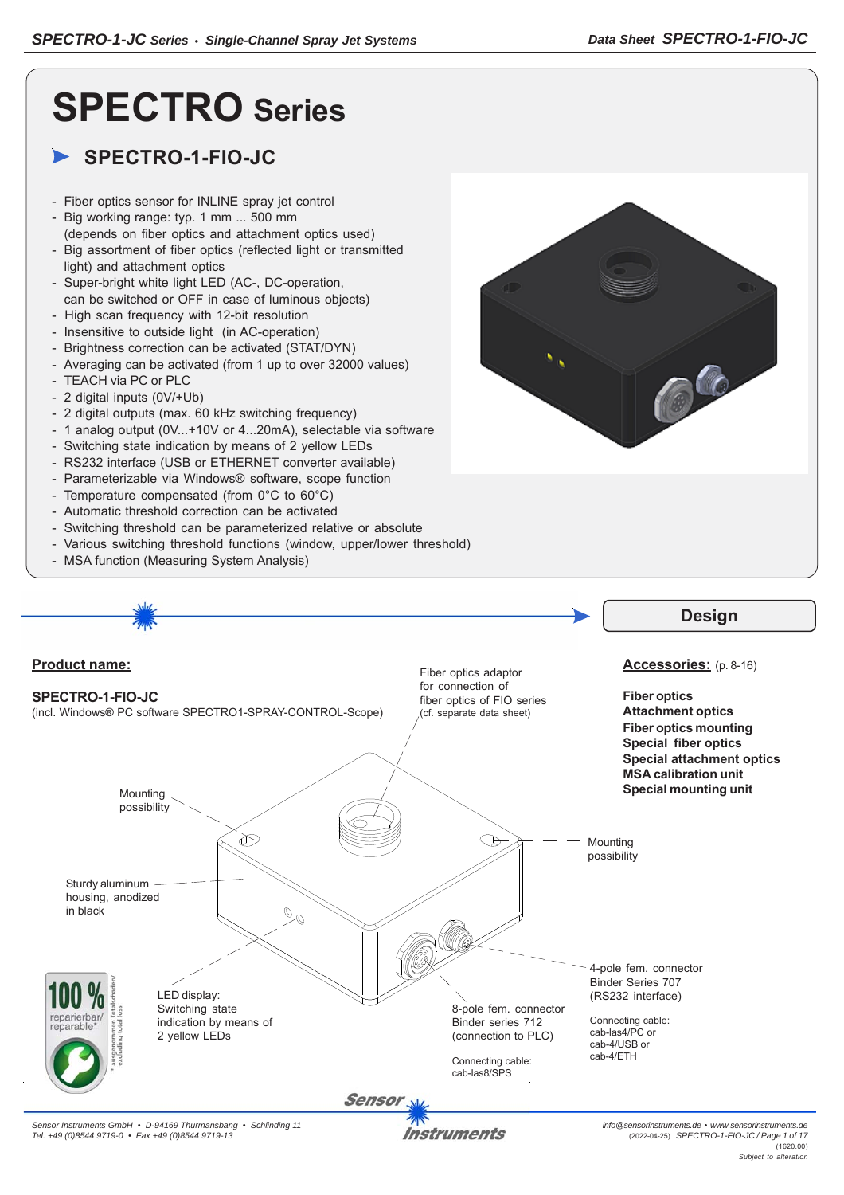# SPECTRO Series

## SPECTRO-1-FIO-JC

- Fiber optics sensor for INLINE spray jet control
- Big working range: typ. 1 mm ... 500 mm (depends on fiber optics and attachment optics used)
- Big assortment of fiber optics (reflected light or transmitted light) and attachment optics
- Super-bright white light LED (AC-, DC-operation, can be switched or OFF in case of luminous objects)
- High scan frequency with 12-bit resolution
- Insensitive to outside light (in AC-operation)
- Brightness correction can be activated (STAT/DYN)
- Averaging can be activated (from 1 up to over 32000 values)
- TEACH via PC or PLC
- 2 digital inputs (0V/+Ub)
- 2 digital outputs (max. 60 kHz switching frequency)
- 1 analog output (0V...+10V or 4...20mA), selectable via software
- Switching state indication by means of 2 yellow LEDs
- RS232 interface (USB or ETHERNET converter available)
- Parameterizable via Windows® software, scope function
- Temperature compensated (from 0°C to 60°C)
- Automatic threshold correction can be activated
- Switching threshold can be parameterized relative or absolute
- Various switching threshold functions (window, upper/lower threshold)
- MSA function (Measuring System Analysis)

## Design

**Product name:**

**SPECTRO-1-FIO-JC**
(incl. Windows® PC software SPECTRO1-SPRAY-CONTROL-Scope)

**Accessories:** (p. 8-16)

**Fiber optics**
**Attachment optics**
**Fiber optics mounting**
**Special fiber optics**
**Special attachment optics**
**MSA calibration unit**
**Special mounting unit**

Fiber optics adaptor for connection of fiber optics of FIO series (cf. separate data sheet)

Mounting possibility

Mounting possibility

Sturdy aluminum housing, anodized in black

LED display: Switching state indication by means of 2 yellow LEDs

8-pole fem. connector Binder series 712 (connection to PLC)

Connecting cable: cab-las8/SPS

4-pole fem. connector Binder Series 707 (RS232 interface)

Connecting cable: cab-las4/PC or cab-4/USB or cab-4/ETH

100 % reparierbar/ reparable* 
* ausgenommen Totalschaden/ excluding total loss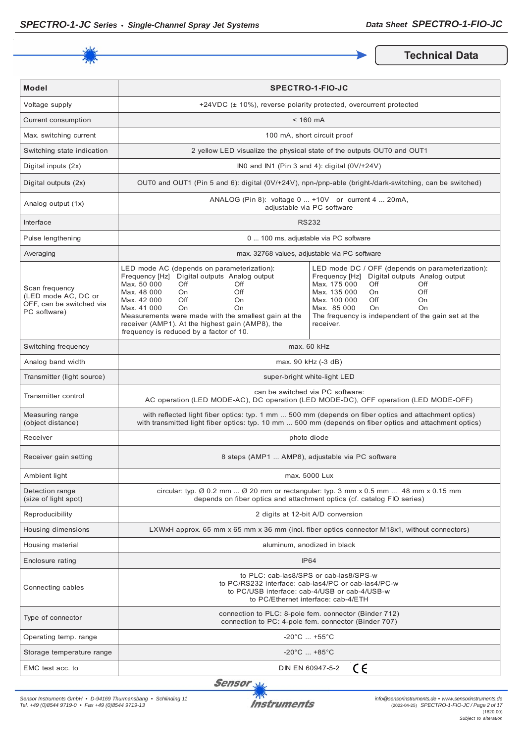## Technical Data

| Model | SPECTRO-1-FIO-JC | |
|---|---|---|
| Voltage supply | +24VDC (± 10%), reverse polarity protected, overcurrent protected | |
| Current consumption | < 160 mA | |
| Max. switching current | 100 mA, short circuit proof | |
| Switching state indication | 2 yellow LED visualize the physical state of the outputs OUT0 and OUT1 | |
| Digital inputs (2x) | IN0 and IN1 (Pin 3 and 4): digital (0V/+24V) | |
| Digital outputs (2x) | OUT0 and OUT1 (Pin 5 and 6): digital (0V/+24V), npn-/pnp-able (bright-/dark-switching, can be switched) | |
| Analog output (1x) | ANALOG (Pin 8): voltage 0 ... +10V or current 4 ... 20mA, adjustable via PC software | |
| Interface | RS232 | |
| Pulse lengthening | 0 ... 100 ms, adjustable via PC software | |
| Averaging | max. 32768 values, adjustable via PC software | |
| Scan frequency (LED mode AC, DC or OFF, can be switched via PC software) | LED mode AC (depends on parameterization):<br>Frequency [Hz] / Digital outputs / Analog output<br>Max. 50 000 / Off / Off<br>Max. 48 000 / On / Off<br>Max. 42 000 / Off / On<br>Max. 41 000 / On / On<br>Measurements were made with the smallest gain at the receiver (AMP1). At the highest gain (AMP8), the frequency is reduced by a factor of 10. | LED mode DC / OFF (depends on parameterization):<br>Frequency [Hz] / Digital outputs / Analog output<br>Max. 175 000 / Off / Off<br>Max. 135 000 / On / Off<br>Max. 100 000 / Off / On<br>Max. 85 000 / On / On<br>The frequency is independent of the gain set at the receiver. |
| Switching frequency | max. 60 kHz | |
| Analog band width | max. 90 kHz (-3 dB) | |
| Transmitter (light source) | super-bright white-light LED | |
| Transmitter control | can be switched via PC software:<br>AC operation (LED MODE-AC), DC operation (LED MODE-DC), OFF operation (LED MODE-OFF) | |
| Measuring range (object distance) | with reflected light fiber optics: typ. 1 mm ... 500 mm (depends on fiber optics and attachment optics)<br>with transmitted light fiber optics: typ. 10 mm ... 500 mm (depends on fiber optics and attachment optics) | |
| Receiver | photo diode | |
| Receiver gain setting | 8 steps (AMP1 ... AMP8), adjustable via PC software | |
| Ambient light | max. 5000 Lux | |
| Detection range (size of light spot) | circular: typ. Ø 0.2 mm ... Ø 20 mm or rectangular: typ. 3 mm x 0.5 mm ... 48 mm x 0.15 mm<br>depends on fiber optics and attachment optics (cf. catalog FIO series) | |
| Reproducibility | 2 digits at 12-bit A/D conversion | |
| Housing dimensions | LXWxH approx. 65 mm x 65 mm x 36 mm (incl. fiber optics connector M18x1, without connectors) | |
| Housing material | aluminum, anodized in black | |
| Enclosure rating | IP64 | |
| Connecting cables | to PLC: cab-las8/SPS or cab-las8/SPS-w<br>to PC/RS232 interface: cab-las4/PC or cab-las4/PC-w<br>to PC/USB interface: cab-4/USB or cab-4/USB-w<br>to PC/Ethernet interface: cab-4/ETH | |
| Type of connector | connection to PLC: 8-pole fem. connector (Binder 712)<br>connection to PC: 4-pole fem. connector (Binder 707) | |
| Operating temp. range | -20°C ... +55°C | |
| Storage temperature range | -20°C ... +85°C | |
| EMC test acc. to | DIN EN 60947-5-2 CE | |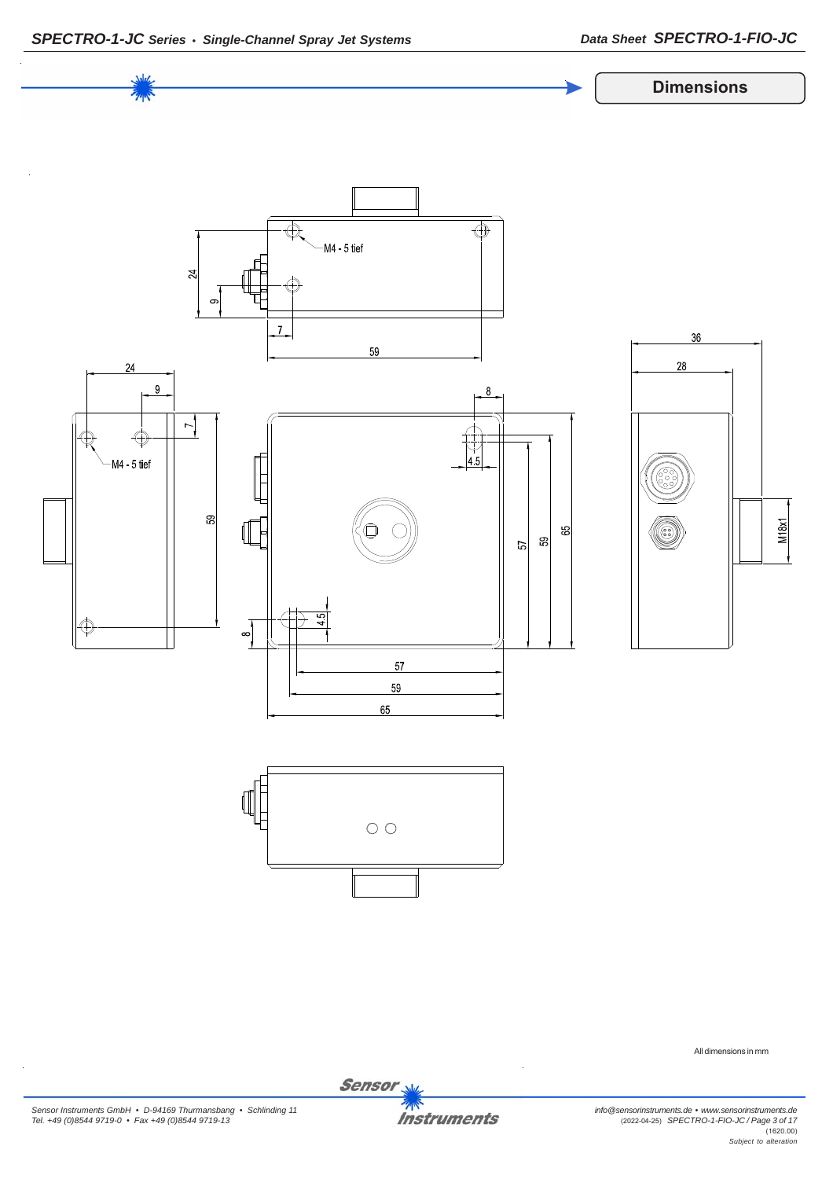## Dimensions

M4 - 5 tief

24

9

7

59

24

9

7

M4 - 5 tief

59

8

4.5

57

59

65

4.5

8

57

59

65

36

28

M18x1

All dimensions in mm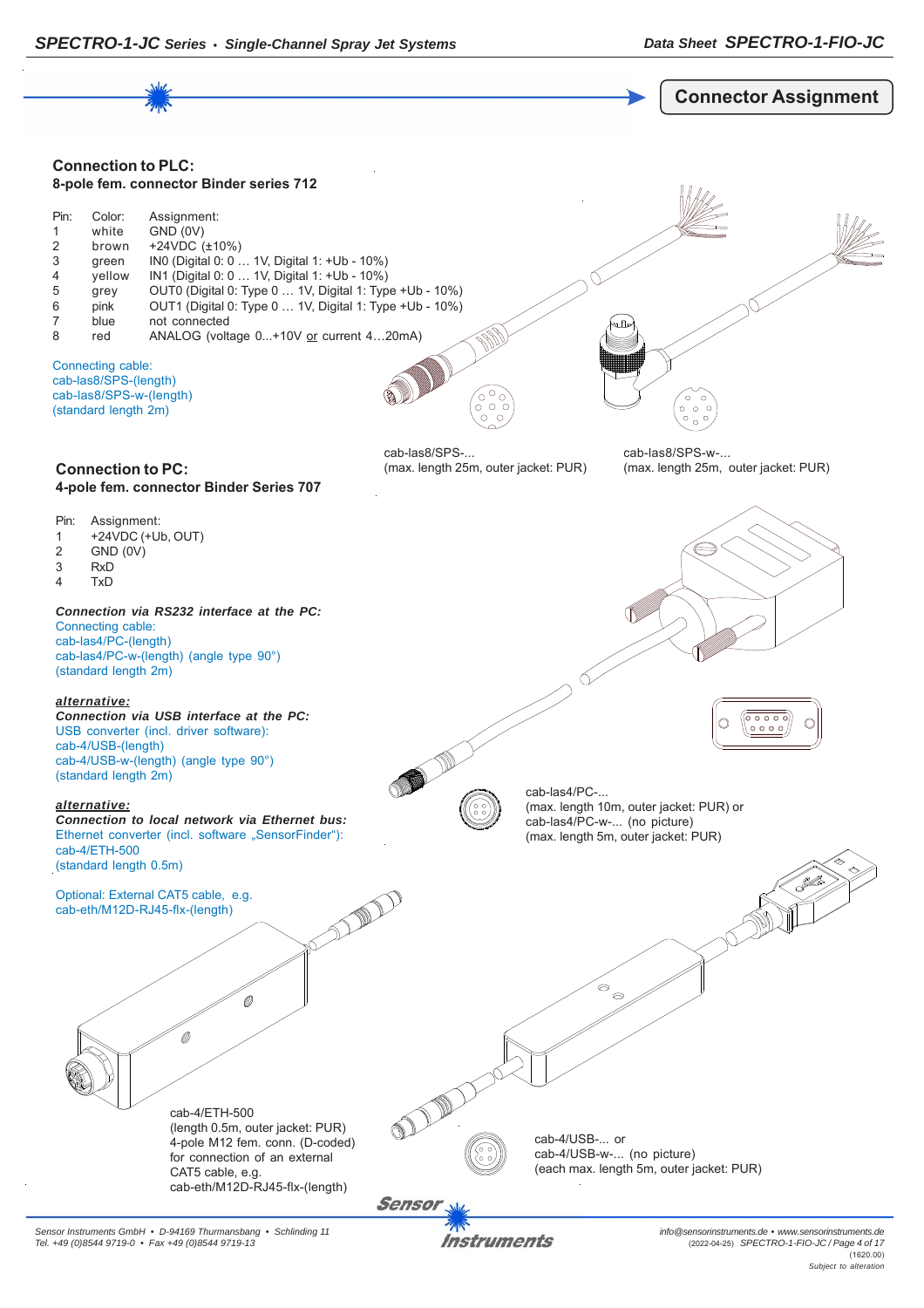## Connector Assignment

### Connection to PLC:

**8-pole fem. connector Binder series 712**

| Pin: | Color: | Assignment: |
|---|---|---|
| 1 | white | GND (0V) |
| 2 | brown | +24VDC (±10%) |
| 3 | green | IN0 (Digital 0: 0 … 1V, Digital 1: +Ub - 10%) |
| 4 | yellow | IN1 (Digital 0: 0 … 1V, Digital 1: +Ub - 10%) |
| 5 | grey | OUT0 (Digital 0: Type 0 … 1V, Digital 1: Type +Ub - 10%) |
| 6 | pink | OUT1 (Digital 0: Type 0 … 1V, Digital 1: Type +Ub - 10%) |
| 7 | blue | not connected |
| 8 | red | ANALOG (voltage 0...+10V or current 4…20mA) |

Connecting cable:
cab-las8/SPS-(length)
cab-las8/SPS-w-(length)
(standard length 2m)

cab-las8/SPS-...
(max. length 25m, outer jacket: PUR)

cab-las8/SPS-w-...
(max. length 25m, outer jacket: PUR)

### Connection to PC:

**4-pole fem. connector Binder Series 707**

| Pin: | Assignment: |
|---|---|
| 1 | +24VDC (+Ub, OUT) |
| 2 | GND (0V) |
| 3 | RxD |
| 4 | TxD |

***Connection via RS232 interface at the PC:***
Connecting cable:
cab-las4/PC-(length)
cab-las4/PC-w-(length) (angle type 90°)
(standard length 2m)

***alternative:***
***Connection via USB interface at the PC:***
USB converter (incl. driver software):
cab-4/USB-(length)
cab-4/USB-w-(length) (angle type 90°)
(standard length 2m)

***alternative:***
***Connection to local network via Ethernet bus:***
Ethernet converter (incl. software „SensorFinder"):
cab-4/ETH-500
(standard length 0.5m)

Optional: External CAT5 cable, e.g.
cab-eth/M12D-RJ45-flx-(length)

cab-las4/PC-...
(max. length 10m, outer jacket: PUR) or
cab-las4/PC-w-... (no picture)
(max. length 5m, outer jacket: PUR)

cab-4/ETH-500
(length 0.5m, outer jacket: PUR)
4-pole M12 fem. conn. (D-coded)
for connection of an external
CAT5 cable, e.g.
cab-eth/M12D-RJ45-flx-(length)

cab-4/USB-... or
cab-4/USB-w-... (no picture)
(each max. length 5m, outer jacket: PUR)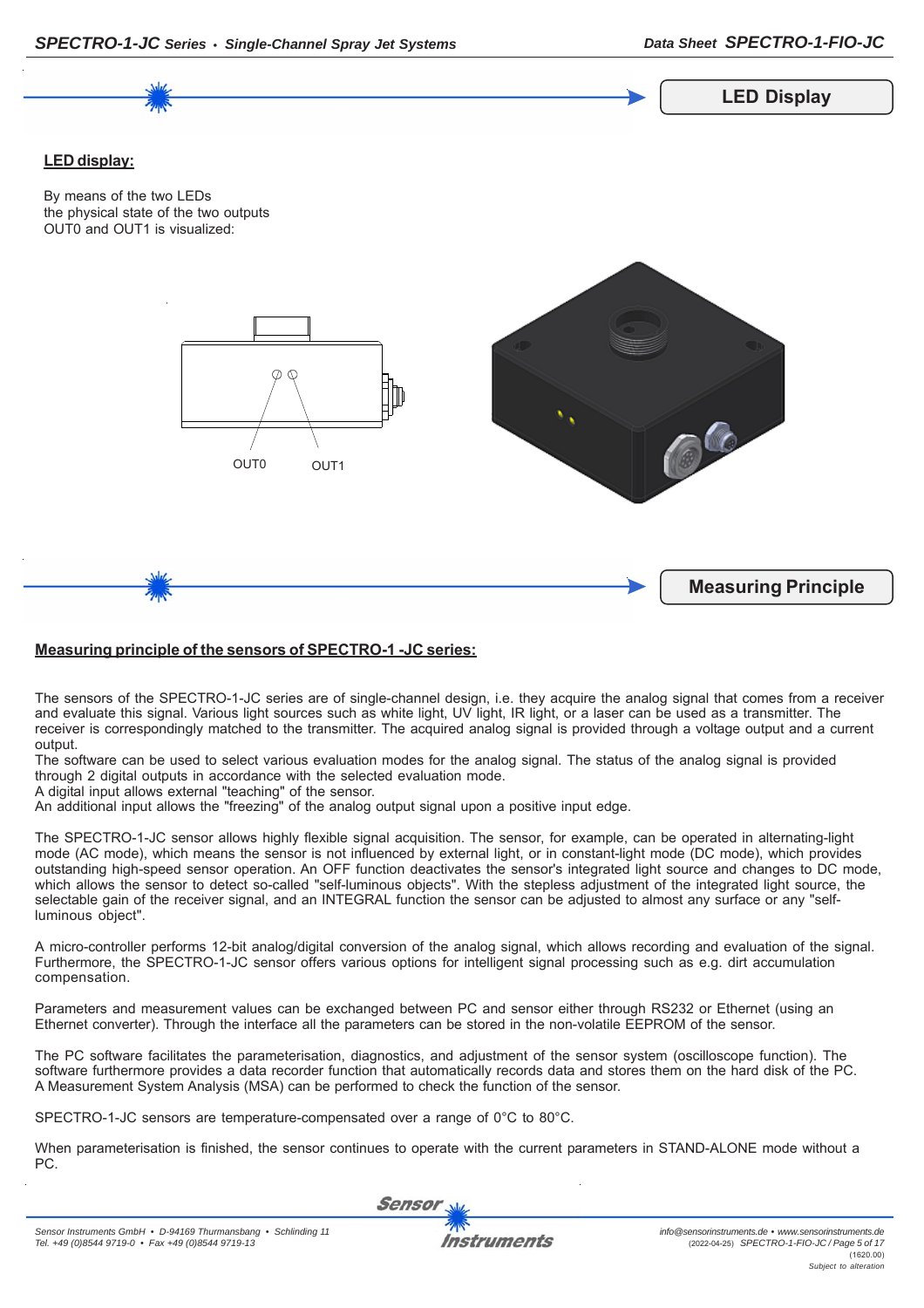## LED Display

**LED display:**

By means of the two LEDs
the physical state of the two outputs
OUT0 and OUT1 is visualized:

OUT0 OUT1

## Measuring Principle

**Measuring principle of the sensors of SPECTRO-1 -JC series:**

The sensors of the SPECTRO-1-JC series are of single-channel design, i.e. they acquire the analog signal that comes from a receiver and evaluate this signal. Various light sources such as white light, UV light, IR light, or a laser can be used as a transmitter. The receiver is correspondingly matched to the transmitter. The acquired analog signal is provided through a voltage output and a current output.
The software can be used to select various evaluation modes for the analog signal. The status of the analog signal is provided through 2 digital outputs in accordance with the selected evaluation mode.
A digital input allows external "teaching" of the sensor.
An additional input allows the "freezing" of the analog output signal upon a positive input edge.

The SPECTRO-1-JC sensor allows highly flexible signal acquisition. The sensor, for example, can be operated in alternating-light mode (AC mode), which means the sensor is not influenced by external light, or in constant-light mode (DC mode), which provides outstanding high-speed sensor operation. An OFF function deactivates the sensor's integrated light source and changes to DC mode, which allows the sensor to detect so-called "self-luminous objects". With the stepless adjustment of the integrated light source, the selectable gain of the receiver signal, and an INTEGRAL function the sensor can be adjusted to almost any surface or any "self-luminous object".

A micro-controller performs 12-bit analog/digital conversion of the analog signal, which allows recording and evaluation of the signal. Furthermore, the SPECTRO-1-JC sensor offers various options for intelligent signal processing such as e.g. dirt accumulation compensation.

Parameters and measurement values can be exchanged between PC and sensor either through RS232 or Ethernet (using an Ethernet converter). Through the interface all the parameters can be stored in the non-volatile EEPROM of the sensor.

The PC software facilitates the parameterisation, diagnostics, and adjustment of the sensor system (oscilloscope function). The software furthermore provides a data recorder function that automatically records data and stores them on the hard disk of the PC.
A Measurement System Analysis (MSA) can be performed to check the function of the sensor.

SPECTRO-1-JC sensors are temperature-compensated over a range of 0°C to 80°C.

When parameterisation is finished, the sensor continues to operate with the current parameters in STAND-ALONE mode without a PC.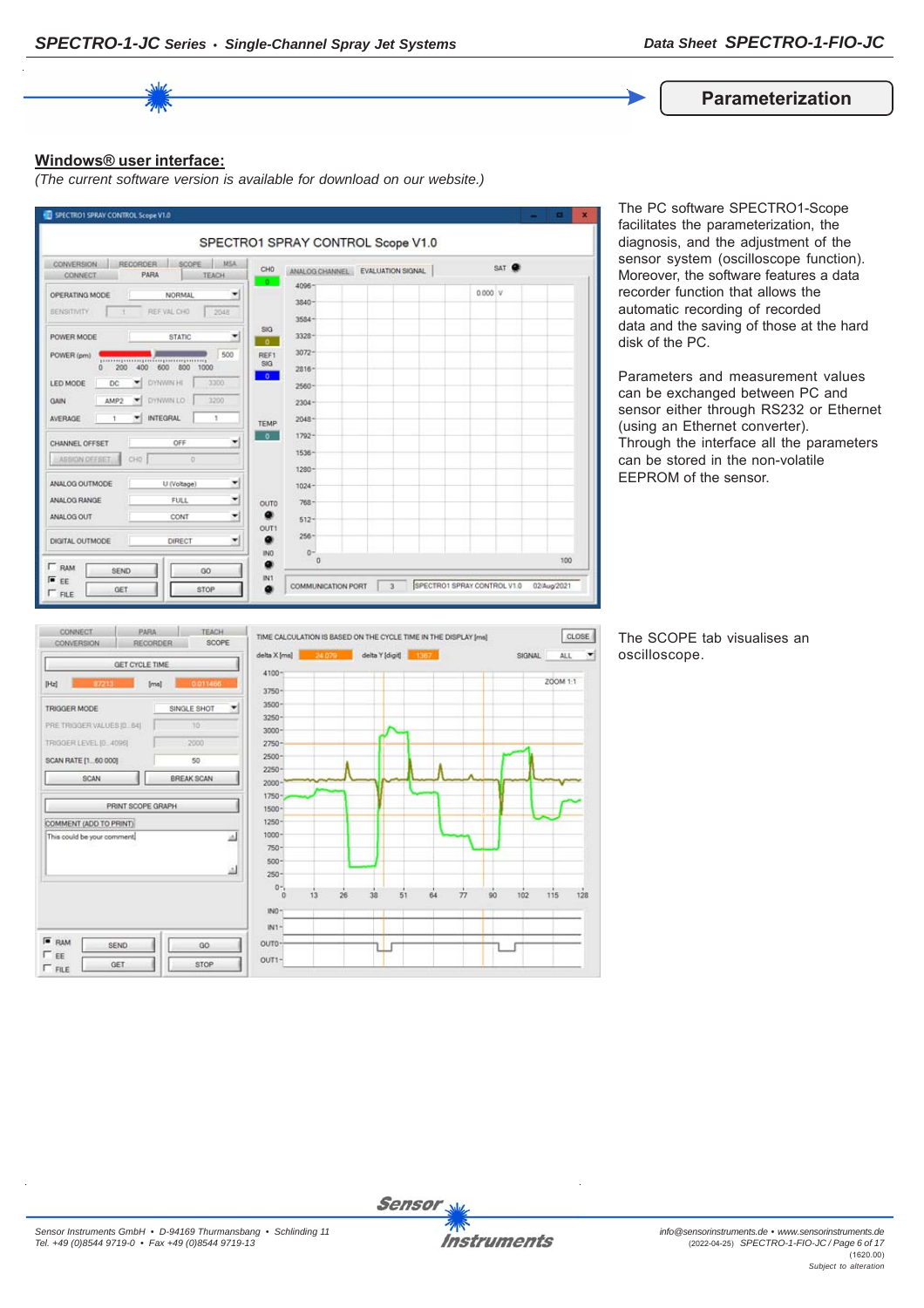## Parameterization

**Windows® user interface:**

*(The current software version is available for download on our website.)*

The PC software SPECTRO1-Scope facilitates the parameterization, the diagnosis, and the adjustment of the sensor system (oscilloscope function). Moreover, the software features a data recorder function that allows the automatic recording of recorded data and the saving of those at the hard disk of the PC.

Parameters and measurement values can be exchanged between PC and sensor either through RS232 or Ethernet (using an Ethernet converter).
Through the interface all the parameters can be stored in the non-volatile EEPROM of the sensor.

The SCOPE tab visualises an oscilloscope.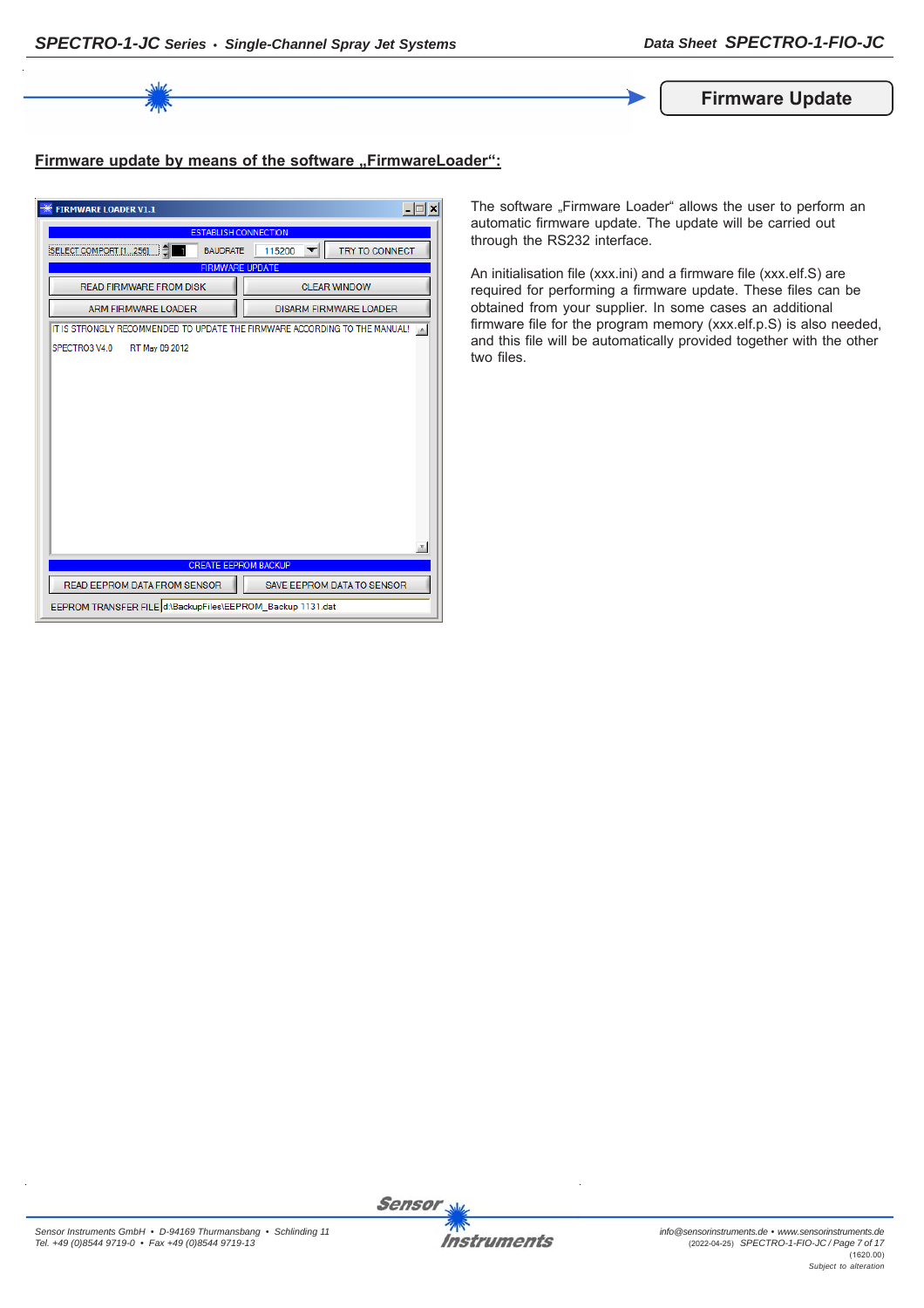## Firmware Update

### Firmware update by means of the software „FirmwareLoader“:

FIRMWARE LOADER V1.1

ESTABLISH CONNECTION

SELECT COMPORT [1...256] 1 BAUDRATE 115200 TRY TO CONNECT

FIRMWARE UPDATE

READ FIRMWARE FROM DISK CLEAR WINDOW

ARM FIRMWARE LOADER DISARM FIRMWARE LOADER

IT IS STRONGLY RECOMMENDED TO UPDATE THE FIRMWARE ACCORDING TO THE MANUAL!

SPECTRO3 V4.0 RT May 09 2012

CREATE EEPROM BACKUP

READ EEPROM DATA FROM SENSOR SAVE EEPROM DATA TO SENSOR

EEPROM TRANSFER FILE d:\BackupFiles\EEPROM_Backup 1131.dat

The software „Firmware Loader“ allows the user to perform an automatic firmware update. The update will be carried out through the RS232 interface.

An initialisation file (xxx.ini) and a firmware file (xxx.elf.S) are required for performing a firmware update. These files can be obtained from your supplier. In some cases an additional firmware file for the program memory (xxx.elf.p.S) is also needed, and this file will be automatically provided together with the other two files.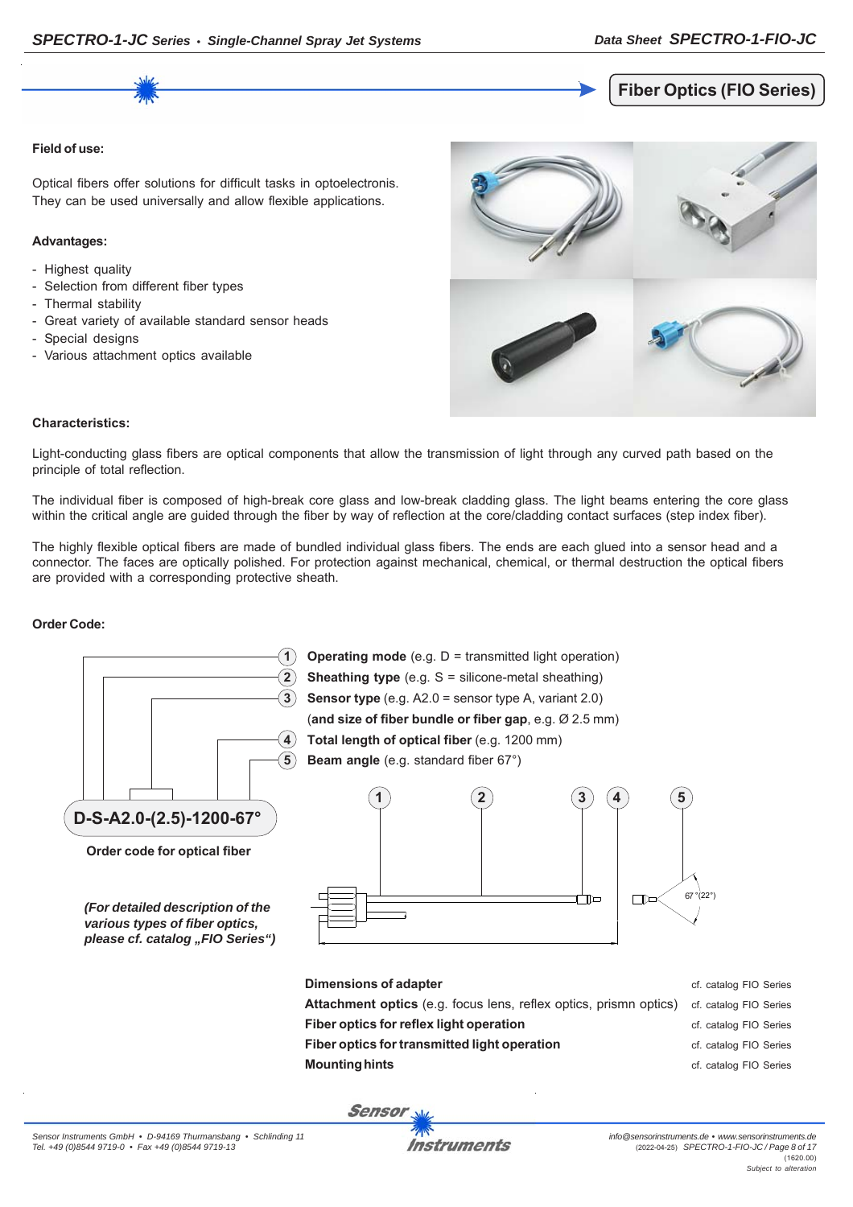## Fiber Optics (FIO Series)

**Field of use:**

Optical fibers offer solutions for difficult tasks in optoelectronis. They can be used universally and allow flexible applications.

**Advantages:**

- Highest quality
- Selection from different fiber types
- Thermal stability
- Great variety of available standard sensor heads
- Special designs
- Various attachment optics available

**Characteristics:**

Light-conducting glass fibers are optical components that allow the transmission of light through any curved path based on the principle of total reflection.

The individual fiber is composed of high-break core glass and low-break cladding glass. The light beams entering the core glass within the critical angle are guided through the fiber by way of reflection at the core/cladding contact surfaces (step index fiber).

The highly flexible optical fibers are made of bundled individual glass fibers. The ends are each glued into a sensor head and a connector. The faces are optically polished. For protection against mechanical, chemical, or thermal destruction the optical fibers are provided with a corresponding protective sheath.

**Order Code:**

1. **Operating mode** (e.g. D = transmitted light operation)
2. **Sheathing type** (e.g. S = silicone-metal sheathing)
3. **Sensor type** (e.g. A2.0 = sensor type A, variant 2.0) (**and size of fiber bundle or fiber gap**, e.g. Ø 2.5 mm)
4. **Total length of optical fiber** (e.g. 1200 mm)
5. **Beam angle** (e.g. standard fiber 67°)

**D-S-A2.0-(2.5)-1200-67°**

**Order code for optical fiber**

*(For detailed description of the various types of fiber optics, please cf. catalog „FIO Series")*

1 2 3 4 5

67°(22°)

| | |
|---|---|
| **Dimensions of adapter** | cf. catalog FIO Series |
| **Attachment optics** (e.g. focus lens, reflex optics, prismn optics) | cf. catalog FIO Series |
| **Fiber optics for reflex light operation** | cf. catalog FIO Series |
| **Fiber optics for transmitted light operation** | cf. catalog FIO Series |
| **Mounting hints** | cf. catalog FIO Series |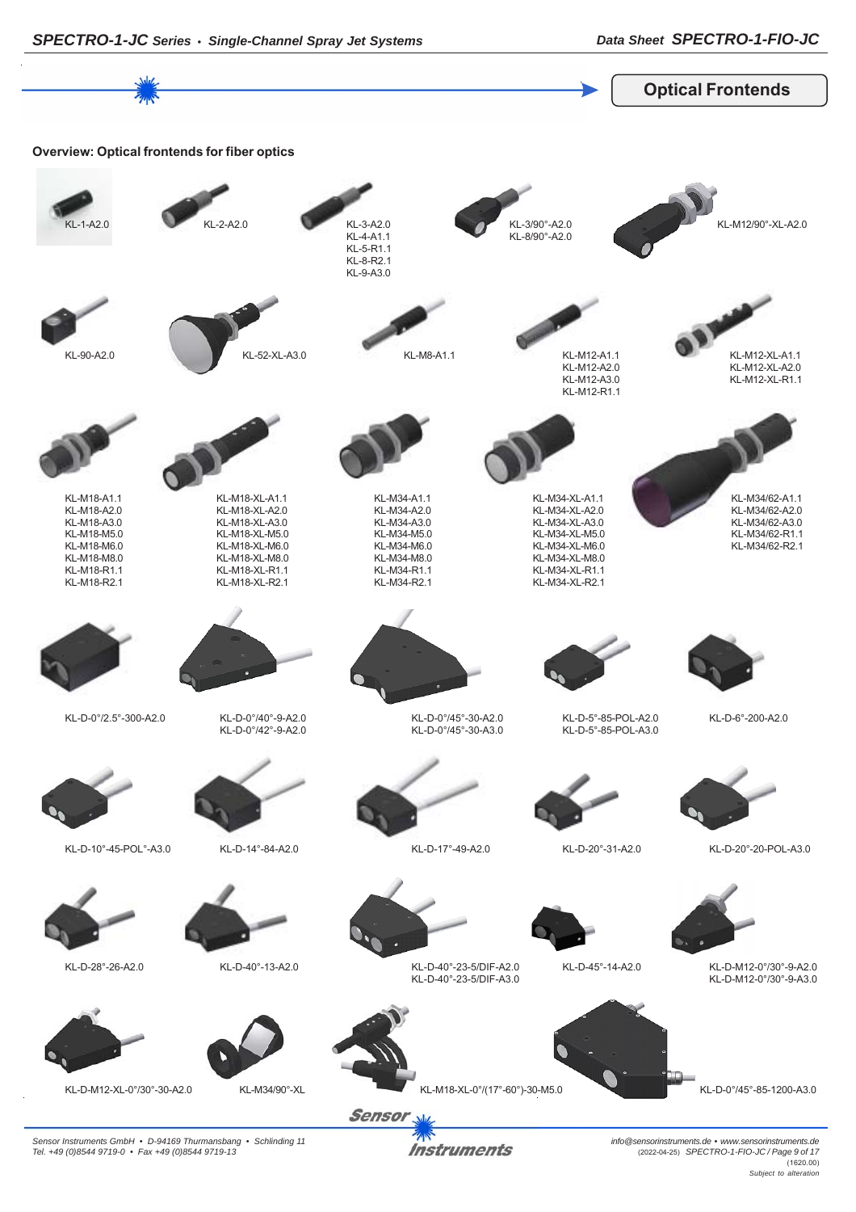## Optical Frontends

### Overview: Optical frontends for fiber optics

KL-1-A2.0

KL-2-A2.0

KL-3-A2.0
KL-4-A1.1
KL-5-R1.1
KL-8-R2.1
KL-9-A3.0

KL-3/90°-A2.0
KL-8/90°-A2.0

KL-M12/90°-XL-A2.0

KL-90-A2.0

KL-52-XL-A3.0

KL-M8-A1.1

KL-M12-A1.1
KL-M12-A2.0
KL-M12-A3.0
KL-M12-R1.1

KL-M12-XL-A1.1
KL-M12-XL-A2.0
KL-M12-XL-R1.1

KL-M18-A1.1
KL-M18-A2.0
KL-M18-A3.0
KL-M18-M5.0
KL-M18-M6.0
KL-M18-M8.0
KL-M18-R1.1
KL-M18-R2.1

KL-M18-XL-A1.1
KL-M18-XL-A2.0
KL-M18-XL-A3.0
KL-M18-XL-M5.0
KL-M18-XL-M6.0
KL-M18-XL-M8.0
KL-M18-XL-R1.1
KL-M18-XL-R2.1

KL-M34-A1.1
KL-M34-A2.0
KL-M34-A3.0
KL-M34-M5.0
KL-M34-M6.0
KL-M34-M8.0
KL-M34-R1.1
KL-M34-R2.1

KL-M34-XL-A1.1
KL-M34-XL-A2.0
KL-M34-XL-A3.0
KL-M34-XL-M5.0
KL-M34-XL-M6.0
KL-M34-XL-M8.0
KL-M34-XL-R1.1
KL-M34-XL-R2.1

KL-M34/62-A1.1
KL-M34/62-A2.0
KL-M34/62-A3.0
KL-M34/62-R1.1
KL-M34/62-R2.1

KL-D-0°/2.5°-300-A2.0

KL-D-0°/40°-9-A2.0
KL-D-0°/42°-9-A2.0

KL-D-0°/45°-30-A2.0
KL-D-0°/45°-30-A3.0

KL-D-5°-85-POL-A2.0
KL-D-5°-85-POL-A3.0

KL-D-6°-200-A2.0

KL-D-10°-45-POL°-A3.0

KL-D-14°-84-A2.0

KL-D-17°-49-A2.0

KL-D-20°-31-A2.0

KL-D-20°-20-POL-A3.0

KL-D-28°-26-A2.0

KL-D-40°-13-A2.0

KL-D-40°-23-5/DIF-A2.0
KL-D-40°-23-5/DIF-A3.0

KL-D-45°-14-A2.0

KL-D-M12-0°/30°-9-A2.0
KL-D-M12-0°/30°-9-A3.0

KL-D-M12-XL-0°/30°-30-A2.0

KL-M34/90°-XL

KL-M18-XL-0°/(17°-60°)-30-M5.0

KL-D-0°/45°-85-1200-A3.0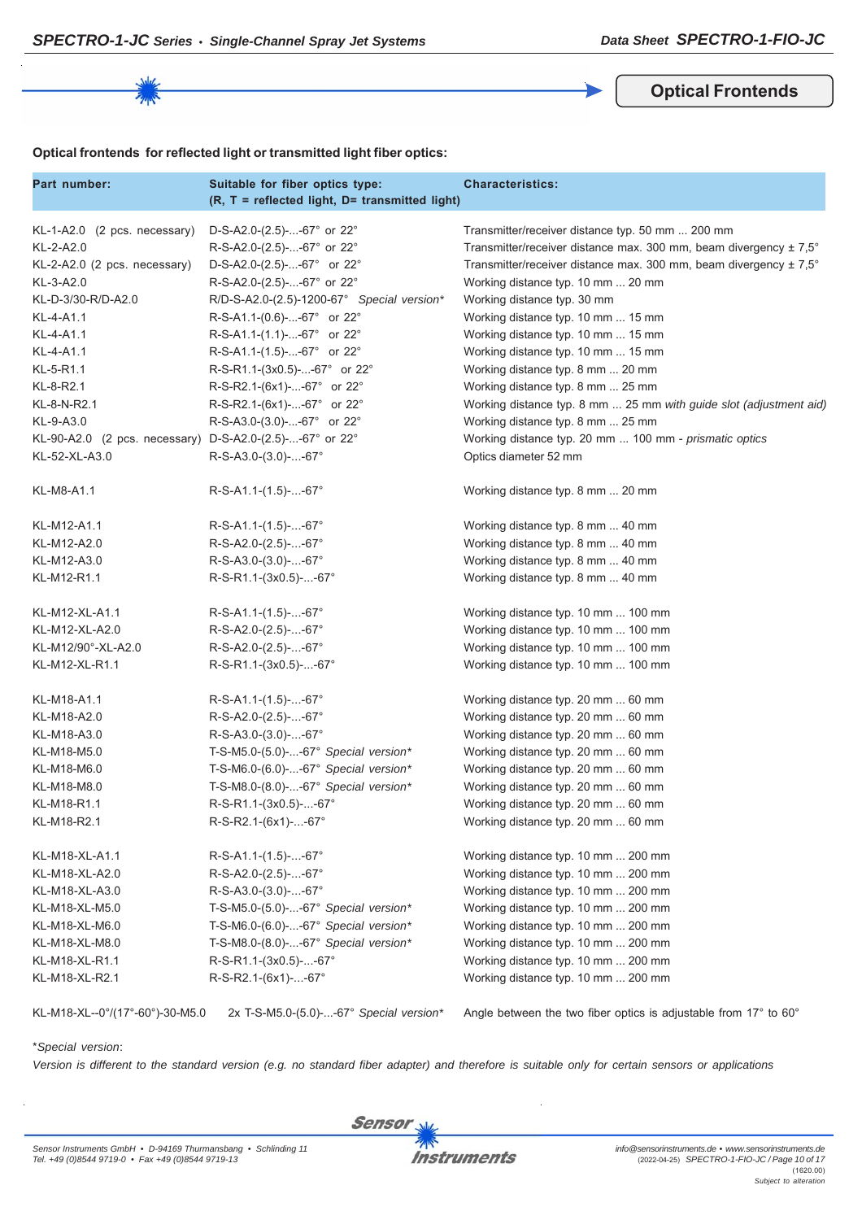## Optical Frontends

**Optical frontends for reflected light or transmitted light fiber optics:**

| Part number: | Suitable for fiber optics type: (R, T = reflected light, D= transmitted light) | Characteristics: |
|---|---|---|
| KL-1-A2.0 (2 pcs. necessary) | D-S-A2.0-(2.5)-...-67° or 22° | Transmitter/receiver distance typ. 50 mm ... 200 mm |
| KL-2-A2.0 | R-S-A2.0-(2.5)-...-67° or 22° | Transmitter/receiver distance max. 300 mm, beam divergency ± 7,5° |
| KL-2-A2.0 (2 pcs. necessary) | D-S-A2.0-(2.5)-...-67° or 22° | Transmitter/receiver distance max. 300 mm, beam divergency ± 7,5° |
| KL-3-A2.0 | R-S-A2.0-(2.5)-...-67° or 22° | Working distance typ. 10 mm ... 20 mm |
| KL-D-3/30-R/D-A2.0 | R/D-S-A2.0-(2.5)-1200-67° *Special version** | Working distance typ. 30 mm |
| KL-4-A1.1 | R-S-A1.1-(0.6)-...-67° or 22° | Working distance typ. 10 mm ... 15 mm |
| KL-4-A1.1 | R-S-A1.1-(1.1)-...-67° or 22° | Working distance typ. 10 mm ... 15 mm |
| KL-4-A1.1 | R-S-A1.1-(1.5)-...-67° or 22° | Working distance typ. 10 mm ... 15 mm |
| KL-5-R1.1 | R-S-R1.1-(3x0.5)-...-67° or 22° | Working distance typ. 8 mm ... 20 mm |
| KL-8-R2.1 | R-S-R2.1-(6x1)-...-67° or 22° | Working distance typ. 8 mm ... 25 mm |
| KL-8-N-R2.1 | R-S-R2.1-(6x1)-...-67° or 22° | Working distance typ. 8 mm ... 25 mm *with guide slot (adjustment aid)* |
| KL-9-A3.0 | R-S-A3.0-(3.0)-...-67° or 22° | Working distance typ. 8 mm ... 25 mm |
| KL-90-A2.0 (2 pcs. necessary) | D-S-A2.0-(2.5)-...-67° or 22° | Working distance typ. 20 mm ... 100 mm - *prismatic optics* |
| KL-52-XL-A3.0 | R-S-A3.0-(3.0)-...-67° | Optics diameter 52 mm |
| KL-M8-A1.1 | R-S-A1.1-(1.5)-...-67° | Working distance typ. 8 mm ... 20 mm |
| KL-M12-A1.1 | R-S-A1.1-(1.5)-...-67° | Working distance typ. 8 mm ... 40 mm |
| KL-M12-A2.0 | R-S-A2.0-(2.5)-...-67° | Working distance typ. 8 mm ... 40 mm |
| KL-M12-A3.0 | R-S-A3.0-(3.0)-...-67° | Working distance typ. 8 mm ... 40 mm |
| KL-M12-R1.1 | R-S-R1.1-(3x0.5)-...-67° | Working distance typ. 8 mm ... 40 mm |
| KL-M12-XL-A1.1 | R-S-A1.1-(1.5)-...-67° | Working distance typ. 10 mm ... 100 mm |
| KL-M12-XL-A2.0 | R-S-A2.0-(2.5)-...-67° | Working distance typ. 10 mm ... 100 mm |
| KL-M12/90°-XL-A2.0 | R-S-A2.0-(2.5)-...-67° | Working distance typ. 10 mm ... 100 mm |
| KL-M12-XL-R1.1 | R-S-R1.1-(3x0.5)-...-67° | Working distance typ. 10 mm ... 100 mm |
| KL-M18-A1.1 | R-S-A1.1-(1.5)-...-67° | Working distance typ. 20 mm ... 60 mm |
| KL-M18-A2.0 | R-S-A2.0-(2.5)-...-67° | Working distance typ. 20 mm ... 60 mm |
| KL-M18-A3.0 | R-S-A3.0-(3.0)-...-67° | Working distance typ. 20 mm ... 60 mm |
| KL-M18-M5.0 | T-S-M5.0-(5.0)-...-67° *Special version** | Working distance typ. 20 mm ... 60 mm |
| KL-M18-M6.0 | T-S-M6.0-(6.0)-...-67° *Special version** | Working distance typ. 20 mm ... 60 mm |
| KL-M18-M8.0 | T-S-M8.0-(8.0)-...-67° *Special version** | Working distance typ. 20 mm ... 60 mm |
| KL-M18-R1.1 | R-S-R1.1-(3x0.5)-...-67° | Working distance typ. 20 mm ... 60 mm |
| KL-M18-R2.1 | R-S-R2.1-(6x1)-...-67° | Working distance typ. 20 mm ... 60 mm |
| KL-M18-XL-A1.1 | R-S-A1.1-(1.5)-...-67° | Working distance typ. 10 mm ... 200 mm |
| KL-M18-XL-A2.0 | R-S-A2.0-(2.5)-...-67° | Working distance typ. 10 mm ... 200 mm |
| KL-M18-XL-A3.0 | R-S-A3.0-(3.0)-...-67° | Working distance typ. 10 mm ... 200 mm |
| KL-M18-XL-M5.0 | T-S-M5.0-(5.0)-...-67° *Special version** | Working distance typ. 10 mm ... 200 mm |
| KL-M18-XL-M6.0 | T-S-M6.0-(6.0)-...-67° *Special version** | Working distance typ. 10 mm ... 200 mm |
| KL-M18-XL-M8.0 | T-S-M8.0-(8.0)-...-67° *Special version** | Working distance typ. 10 mm ... 200 mm |
| KL-M18-XL-R1.1 | R-S-R1.1-(3x0.5)-...-67° | Working distance typ. 10 mm ... 200 mm |
| KL-M18-XL-R2.1 | R-S-R2.1-(6x1)-...-67° | Working distance typ. 10 mm ... 200 mm |
| KL-M18-XL--0°/(17°-60°)-30-M5.0 | 2x T-S-M5.0-(5.0)-...-67° *Special version** | Angle between the two fiber optics is adjustable from 17° to 60° |

**Special version*:*

*Version is different to the standard version (e.g. no standard fiber adapter) and therefore is suitable only for certain sensors or applications*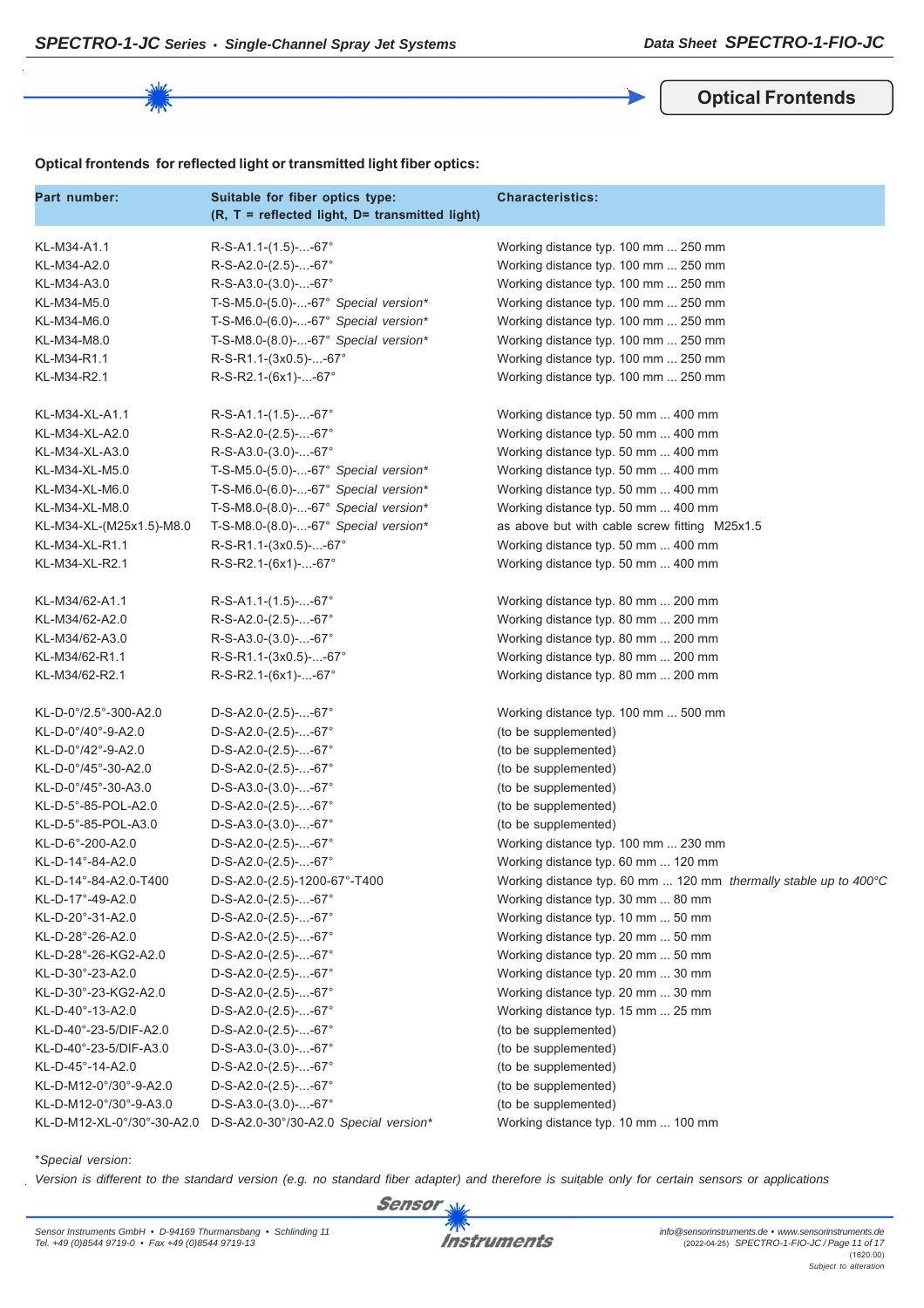## Optical Frontends

**Optical frontends for reflected light or transmitted light fiber optics:**

| Part number: | Suitable for fiber optics type: (R, T = reflected light, D= transmitted light) | Characteristics: |
|---|---|---|
| KL-M34-A1.1 | R-S-A1.1-(1.5)-...-67° | Working distance typ. 100 mm ... 250 mm |
| KL-M34-A2.0 | R-S-A2.0-(2.5)-...-67° | Working distance typ. 100 mm ... 250 mm |
| KL-M34-A3.0 | R-S-A3.0-(3.0)-...-67° | Working distance typ. 100 mm ... 250 mm |
| KL-M34-M5.0 | T-S-M5.0-(5.0)-...-67° *Special version** | Working distance typ. 100 mm ... 250 mm |
| KL-M34-M6.0 | T-S-M6.0-(6.0)-...-67° *Special version** | Working distance typ. 100 mm ... 250 mm |
| KL-M34-M8.0 | T-S-M8.0-(8.0)-...-67° *Special version** | Working distance typ. 100 mm ... 250 mm |
| KL-M34-R1.1 | R-S-R1.1-(3x0.5)-...-67° | Working distance typ. 100 mm ... 250 mm |
| KL-M34-R2.1 | R-S-R2.1-(6x1)-...-67° | Working distance typ. 100 mm ... 250 mm |
| KL-M34-XL-A1.1 | R-S-A1.1-(1.5)-...-67° | Working distance typ. 50 mm ... 400 mm |
| KL-M34-XL-A2.0 | R-S-A2.0-(2.5)-...-67° | Working distance typ. 50 mm ... 400 mm |
| KL-M34-XL-A3.0 | R-S-A3.0-(3.0)-...-67° | Working distance typ. 50 mm ... 400 mm |
| KL-M34-XL-M5.0 | T-S-M5.0-(5.0)-...-67° *Special version** | Working distance typ. 50 mm ... 400 mm |
| KL-M34-XL-M6.0 | T-S-M6.0-(6.0)-...-67° *Special version** | Working distance typ. 50 mm ... 400 mm |
| KL-M34-XL-M8.0 | T-S-M8.0-(8.0)-...-67° *Special version** | Working distance typ. 50 mm ... 400 mm |
| KL-M34-XL-(M25x1.5)-M8.0 | T-S-M8.0-(8.0)-...-67° *Special version** | as above but with cable screw fitting M25x1.5 |
| KL-M34-XL-R1.1 | R-S-R1.1-(3x0.5)-...-67° | Working distance typ. 50 mm ... 400 mm |
| KL-M34-XL-R2.1 | R-S-R2.1-(6x1)-...-67° | Working distance typ. 50 mm ... 400 mm |
| KL-M34/62-A1.1 | R-S-A1.1-(1.5)-...-67° | Working distance typ. 80 mm ... 200 mm |
| KL-M34/62-A2.0 | R-S-A2.0-(2.5)-...-67° | Working distance typ. 80 mm ... 200 mm |
| KL-M34/62-A3.0 | R-S-A3.0-(3.0)-...-67° | Working distance typ. 80 mm ... 200 mm |
| KL-M34/62-R1.1 | R-S-R1.1-(3x0.5)-...-67° | Working distance typ. 80 mm ... 200 mm |
| KL-M34/62-R2.1 | R-S-R2.1-(6x1)-...-67° | Working distance typ. 80 mm ... 200 mm |
| KL-D-0°/2.5°-300-A2.0 | D-S-A2.0-(2.5)-...-67° | Working distance typ. 100 mm ... 500 mm |
| KL-D-0°/40°-9-A2.0 | D-S-A2.0-(2.5)-...-67° | (to be supplemented) |
| KL-D-0°/42°-9-A2.0 | D-S-A2.0-(2.5)-...-67° | (to be supplemented) |
| KL-D-0°/45°-30-A2.0 | D-S-A2.0-(2.5)-...-67° | (to be supplemented) |
| KL-D-0°/45°-30-A3.0 | D-S-A3.0-(3.0)-...-67° | (to be supplemented) |
| KL-D-5°-85-POL-A2.0 | D-S-A2.0-(2.5)-...-67° | (to be supplemented) |
| KL-D-5°-85-POL-A3.0 | D-S-A3.0-(3.0)-...-67° | (to be supplemented) |
| KL-D-6°-200-A2.0 | D-S-A2.0-(2.5)-...-67° | Working distance typ. 100 mm ... 230 mm |
| KL-D-14°-84-A2.0 | D-S-A2.0-(2.5)-...-67° | Working distance typ. 60 mm ... 120 mm |
| KL-D-14°-84-A2.0-T400 | D-S-A2.0-(2.5)-1200-67°-T400 | Working distance typ. 60 mm ... 120 mm *thermally stable up to 400°C* |
| KL-D-17°-49-A2.0 | D-S-A2.0-(2.5)-...-67° | Working distance typ. 30 mm ... 80 mm |
| KL-D-20°-31-A2.0 | D-S-A2.0-(2.5)-...-67° | Working distance typ. 10 mm ... 50 mm |
| KL-D-28°-26-A2.0 | D-S-A2.0-(2.5)-...-67° | Working distance typ. 20 mm ... 50 mm |
| KL-D-28°-26-KG2-A2.0 | D-S-A2.0-(2.5)-...-67° | Working distance typ. 20 mm ... 50 mm |
| KL-D-30°-23-A2.0 | D-S-A2.0-(2.5)-...-67° | Working distance typ. 20 mm ... 30 mm |
| KL-D-30°-23-KG2-A2.0 | D-S-A2.0-(2.5)-...-67° | Working distance typ. 20 mm ... 30 mm |
| KL-D-40°-13-A2.0 | D-S-A2.0-(2.5)-...-67° | Working distance typ. 15 mm ... 25 mm |
| KL-D-40°-23-5/DIF-A2.0 | D-S-A2.0-(2.5)-...-67° | (to be supplemented) |
| KL-D-40°-23-5/DIF-A3.0 | D-S-A3.0-(3.0)-...-67° | (to be supplemented) |
| KL-D-45°-14-A2.0 | D-S-A2.0-(2.5)-...-67° | (to be supplemented) |
| KL-D-M12-0°/30°-9-A2.0 | D-S-A2.0-(2.5)-...-67° | (to be supplemented) |
| KL-D-M12-0°/30°-9-A3.0 | D-S-A3.0-(3.0)-...-67° | (to be supplemented) |
| KL-D-M12-XL-0°/30°-30-A2.0 | D-S-A2.0-30°/30-A2.0 *Special version** | Working distance typ. 10 mm ... 100 mm |

**Special version*:*

*Version is different to the standard version (e.g. no standard fiber adapter) and therefore is suitable only for certain sensors or applications*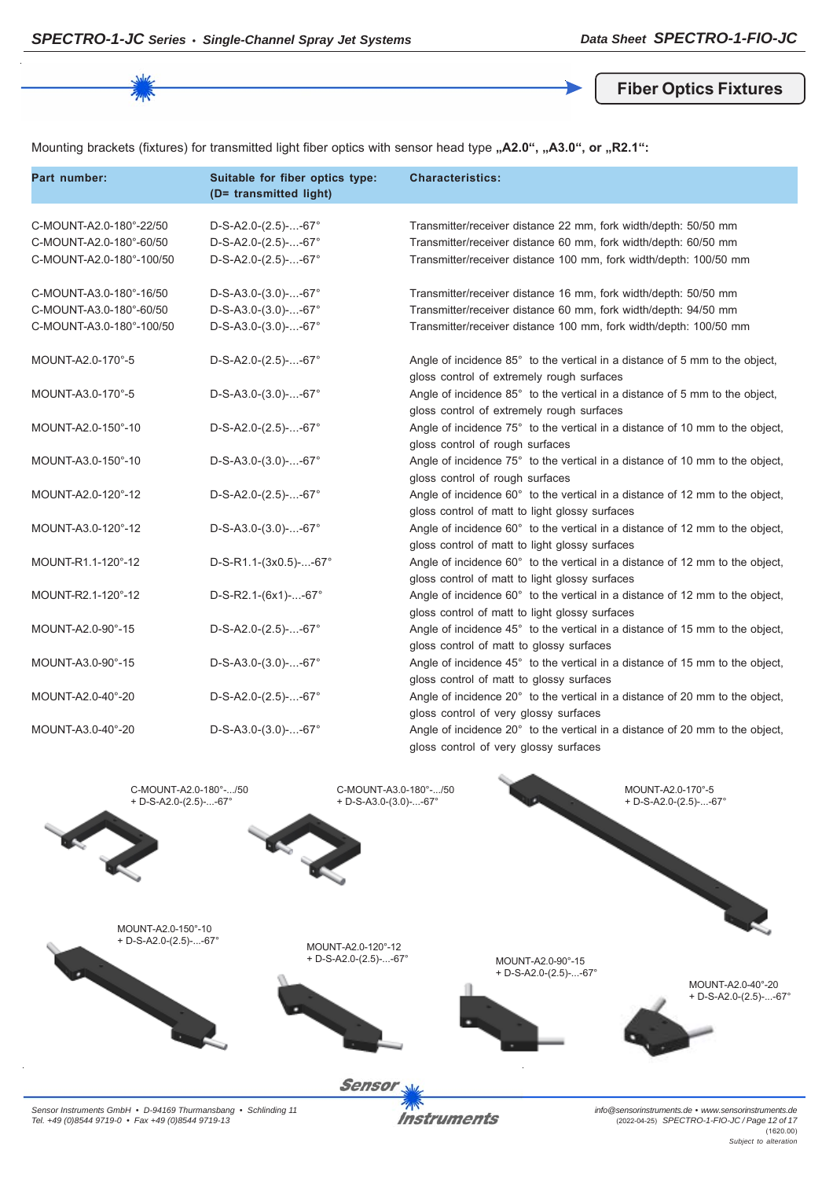## Fiber Optics Fixtures

Mounting brackets (fixtures) for transmitted light fiber optics with sensor head type **„A2.0“, „A3.0“, or „R2.1“:**

| Part number: | Suitable for fiber optics type: (D= transmitted light) | Characteristics: |
|---|---|---|
| C-MOUNT-A2.0-180°-22/50 | D-S-A2.0-(2.5)-...-67° | Transmitter/receiver distance 22 mm, fork width/depth: 50/50 mm |
| C-MOUNT-A2.0-180°-60/50 | D-S-A2.0-(2.5)-...-67° | Transmitter/receiver distance 60 mm, fork width/depth: 60/50 mm |
| C-MOUNT-A2.0-180°-100/50 | D-S-A2.0-(2.5)-...-67° | Transmitter/receiver distance 100 mm, fork width/depth: 100/50 mm |
| C-MOUNT-A3.0-180°-16/50 | D-S-A3.0-(3.0)-...-67° | Transmitter/receiver distance 16 mm, fork width/depth: 50/50 mm |
| C-MOUNT-A3.0-180°-60/50 | D-S-A3.0-(3.0)-...-67° | Transmitter/receiver distance 60 mm, fork width/depth: 94/50 mm |
| C-MOUNT-A3.0-180°-100/50 | D-S-A3.0-(3.0)-...-67° | Transmitter/receiver distance 100 mm, fork width/depth: 100/50 mm |
| MOUNT-A2.0-170°-5 | D-S-A2.0-(2.5)-...-67° | Angle of incidence 85° to the vertical in a distance of 5 mm to the object, gloss control of extremely rough surfaces |
| MOUNT-A3.0-170°-5 | D-S-A3.0-(3.0)-...-67° | Angle of incidence 85° to the vertical in a distance of 5 mm to the object, gloss control of extremely rough surfaces |
| MOUNT-A2.0-150°-10 | D-S-A2.0-(2.5)-...-67° | Angle of incidence 75° to the vertical in a distance of 10 mm to the object, gloss control of rough surfaces |
| MOUNT-A3.0-150°-10 | D-S-A3.0-(3.0)-...-67° | Angle of incidence 75° to the vertical in a distance of 10 mm to the object, gloss control of rough surfaces |
| MOUNT-A2.0-120°-12 | D-S-A2.0-(2.5)-...-67° | Angle of incidence 60° to the vertical in a distance of 12 mm to the object, gloss control of matt to light glossy surfaces |
| MOUNT-A3.0-120°-12 | D-S-A3.0-(3.0)-...-67° | Angle of incidence 60° to the vertical in a distance of 12 mm to the object, gloss control of matt to light glossy surfaces |
| MOUNT-R1.1-120°-12 | D-S-R1.1-(3x0.5)-...-67° | Angle of incidence 60° to the vertical in a distance of 12 mm to the object, gloss control of matt to light glossy surfaces |
| MOUNT-R2.1-120°-12 | D-S-R2.1-(6x1)-...-67° | Angle of incidence 60° to the vertical in a distance of 12 mm to the object, gloss control of matt to light glossy surfaces |
| MOUNT-A2.0-90°-15 | D-S-A2.0-(2.5)-...-67° | Angle of incidence 45° to the vertical in a distance of 15 mm to the object, gloss control of matt to glossy surfaces |
| MOUNT-A3.0-90°-15 | D-S-A3.0-(3.0)-...-67° | Angle of incidence 45° to the vertical in a distance of 15 mm to the object, gloss control of matt to glossy surfaces |
| MOUNT-A2.0-40°-20 | D-S-A2.0-(2.5)-...-67° | Angle of incidence 20° to the vertical in a distance of 20 mm to the object, gloss control of very glossy surfaces |
| MOUNT-A3.0-40°-20 | D-S-A3.0-(3.0)-...-67° | Angle of incidence 20° to the vertical in a distance of 20 mm to the object, gloss control of very glossy surfaces |

C-MOUNT-A2.0-180°-.../50
+ D-S-A2.0-(2.5)-...-67°

C-MOUNT-A3.0-180°-.../50
+ D-S-A3.0-(3.0)-...-67°

MOUNT-A2.0-170°-5
+ D-S-A2.0-(2.5)-...-67°

MOUNT-A2.0-150°-10
+ D-S-A2.0-(2.5)-...-67°

MOUNT-A2.0-120°-12
+ D-S-A2.0-(2.5)-...-67°

MOUNT-A2.0-90°-15
+ D-S-A2.0-(2.5)-...-67°

MOUNT-A2.0-40°-20
+ D-S-A2.0-(2.5)-...-67°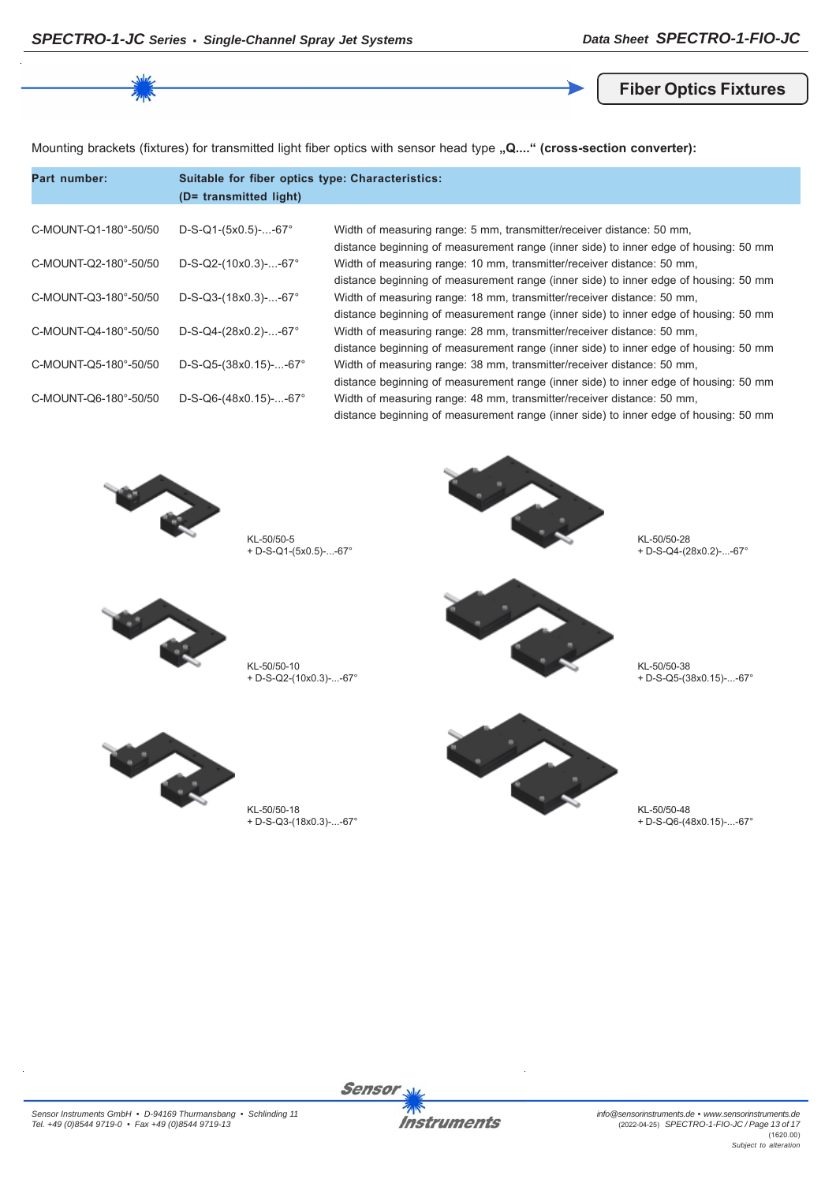## Fiber Optics Fixtures

Mounting brackets (fixtures) for transmitted light fiber optics with sensor head type **„Q....“ (cross-section converter):**

| Part number: | Suitable for fiber optics type: (D= transmitted light) | Characteristics: |
|---|---|---|
| C-MOUNT-Q1-180°-50/50 | D-S-Q1-(5x0.5)-...-67° | Width of measuring range: 5 mm, transmitter/receiver distance: 50 mm, distance beginning of measurement range (inner side) to inner edge of housing: 50 mm |
| C-MOUNT-Q2-180°-50/50 | D-S-Q2-(10x0.3)-...-67° | Width of measuring range: 10 mm, transmitter/receiver distance: 50 mm, distance beginning of measurement range (inner side) to inner edge of housing: 50 mm |
| C-MOUNT-Q3-180°-50/50 | D-S-Q3-(18x0.3)-...-67° | Width of measuring range: 18 mm, transmitter/receiver distance: 50 mm, distance beginning of measurement range (inner side) to inner edge of housing: 50 mm |
| C-MOUNT-Q4-180°-50/50 | D-S-Q4-(28x0.2)-...-67° | Width of measuring range: 28 mm, transmitter/receiver distance: 50 mm, distance beginning of measurement range (inner side) to inner edge of housing: 50 mm |
| C-MOUNT-Q5-180°-50/50 | D-S-Q5-(38x0.15)-...-67° | Width of measuring range: 38 mm, transmitter/receiver distance: 50 mm, distance beginning of measurement range (inner side) to inner edge of housing: 50 mm |
| C-MOUNT-Q6-180°-50/50 | D-S-Q6-(48x0.15)-...-67° | Width of measuring range: 48 mm, transmitter/receiver distance: 50 mm, distance beginning of measurement range (inner side) to inner edge of housing: 50 mm |

KL-50/50-5
+ D-S-Q1-(5x0.5)-...-67°

KL-50/50-10
+ D-S-Q2-(10x0.3)-...-67°

KL-50/50-18
+ D-S-Q3-(18x0.3)-...-67°

KL-50/50-28
+ D-S-Q4-(28x0.2)-...-67°

KL-50/50-38
+ D-S-Q5-(38x0.15)-...-67°

KL-50/50-48
+ D-S-Q6-(48x0.15)-...-67°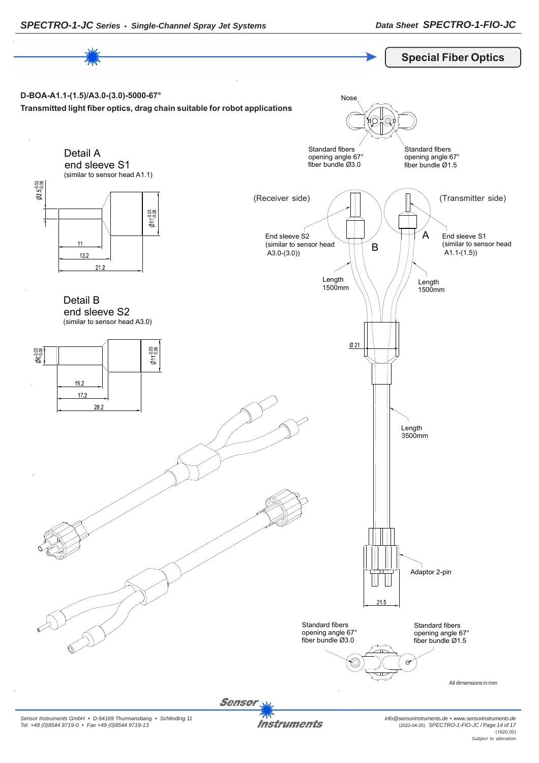## Special Fiber Optics

**D-BOA-A1.1-(1.5)/A3.0-(3.0)-5000-67°**

**Transmitted light fiber optics, drag chain suitable for robot applications**

Detail A
end sleeve S1
(similar to sensor head A1.1)

Ø2.5 -0.03/-0.06
Ø11 -0.03/-0.06
11
13.2
21.2

Detail B
end sleeve S2
(similar to sensor head A3.0)

Ø6 -0.03/-0.06
Ø11 -0.03/-0.06
15.2
17.2
28.2

Nose

Standard fibers
opening angle 67°
fiber bundle Ø3.0

Standard fibers
opening angle 67°
fiber bundle Ø1.5

(Receiver side)

(Transmitter side)

End sleeve S2
(similar to sensor head
A3.0-(3.0))

End sleeve S1
(similar to sensor head
A1.1-(1.5))

A

B

Length
1500mm

Length
1500mm

Ø 21

Length
3500mm

Adaptor 2-pin

21.5

Standard fibers
opening angle 67°
fiber bundle Ø3.0

Standard fibers
opening angle 67°
fiber bundle Ø1.5

All dimensions in mm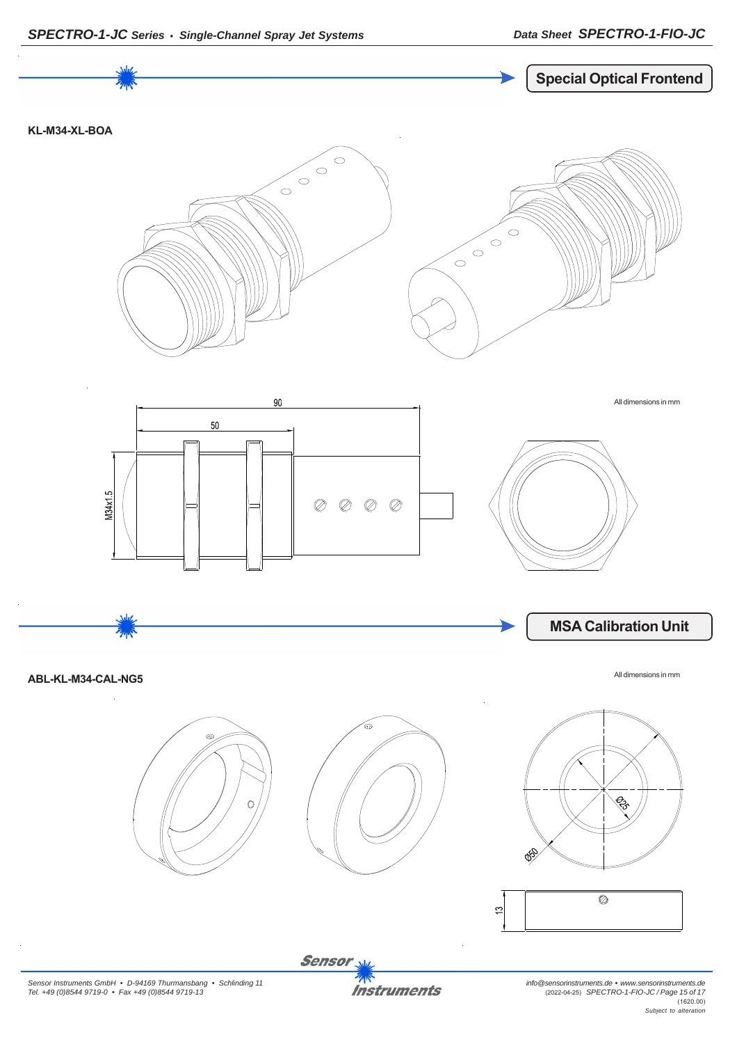## Special Optical Frontend

**KL-M34-XL-BOA**

All dimensions in mm

90

50

M34x1.5

## MSA Calibration Unit

**ABL-KL-M34-CAL-NG5**

All dimensions in mm

Ø25

Ø50

13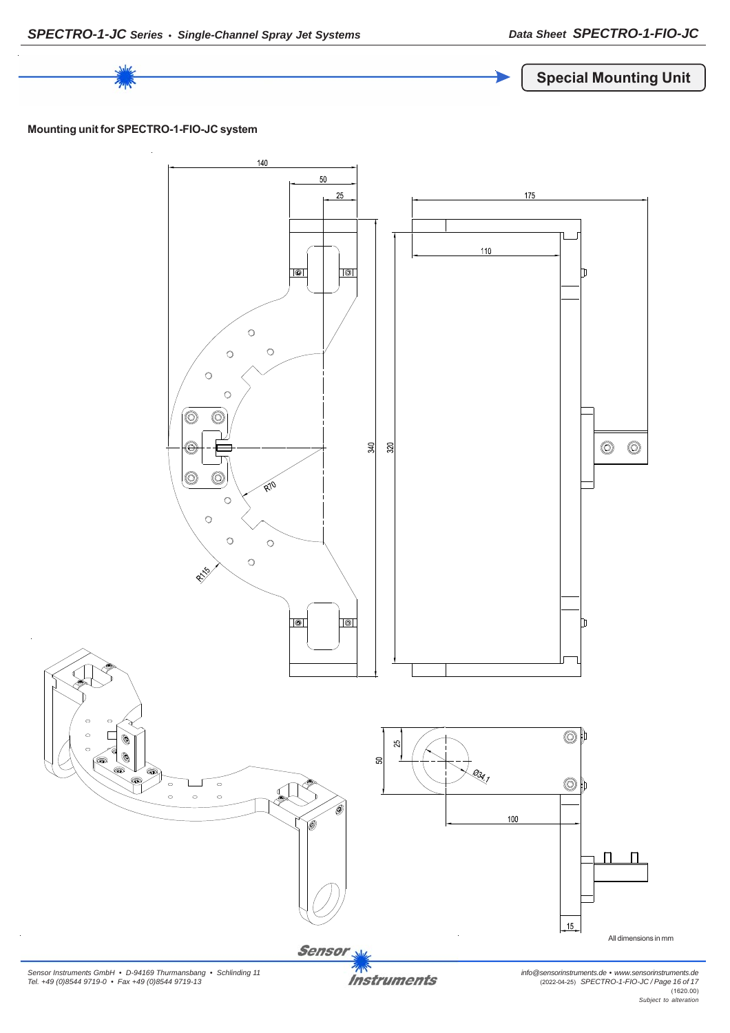## Special Mounting Unit

**Mounting unit for SPECTRO-1-FIO-JC system**

140

50

25

175

110

340

320

R70

R115

50

25

Ø34,1

100

15

All dimensions in mm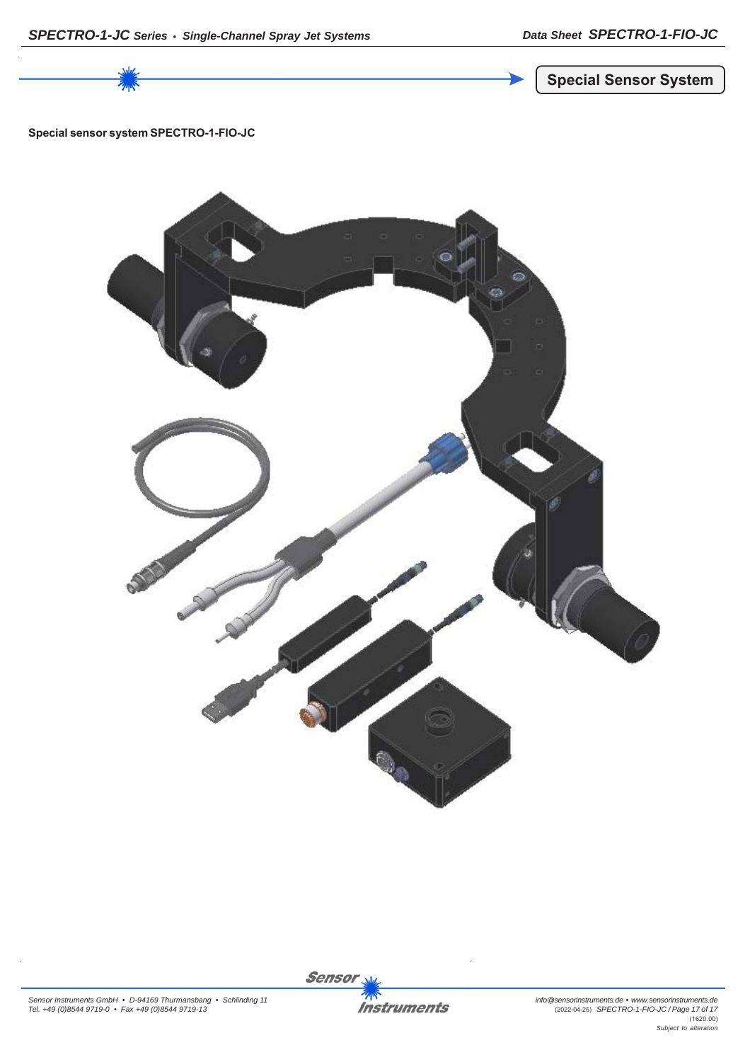## Special Sensor System

**Special sensor system SPECTRO-1-FIO-JC**